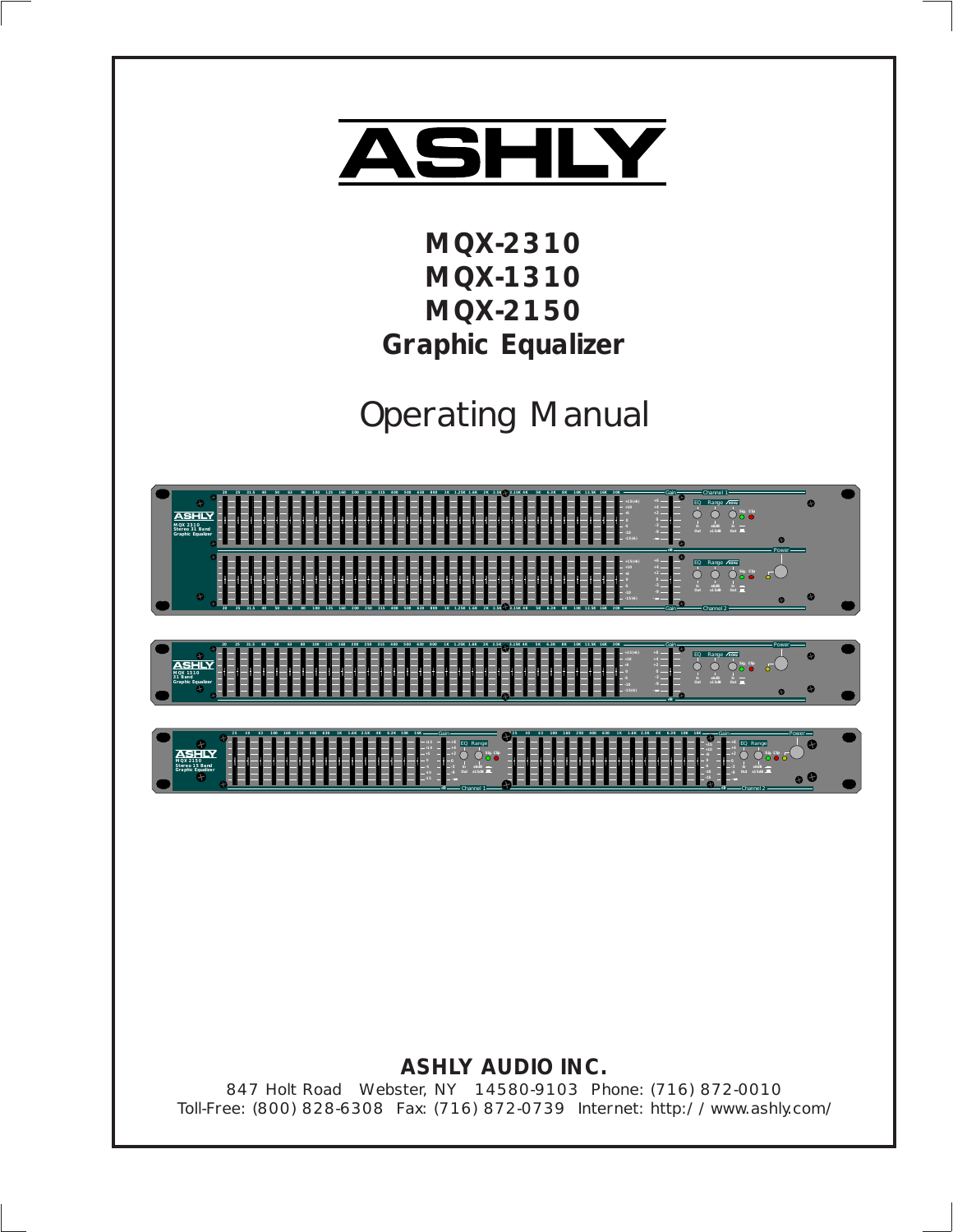# ASHLY

## MQX-2310
## MQX-1310
## MQX-2150
## Graphic Equalizer

# Operating Manual

**ASHLY AUDIO INC.**

847 Holt Road   Webster, NY   14580-9103   Phone: (716) 872-0010
Toll-Free: (800) 828-6308   Fax: (716) 872-0739   Internet: http://www.ashly.com/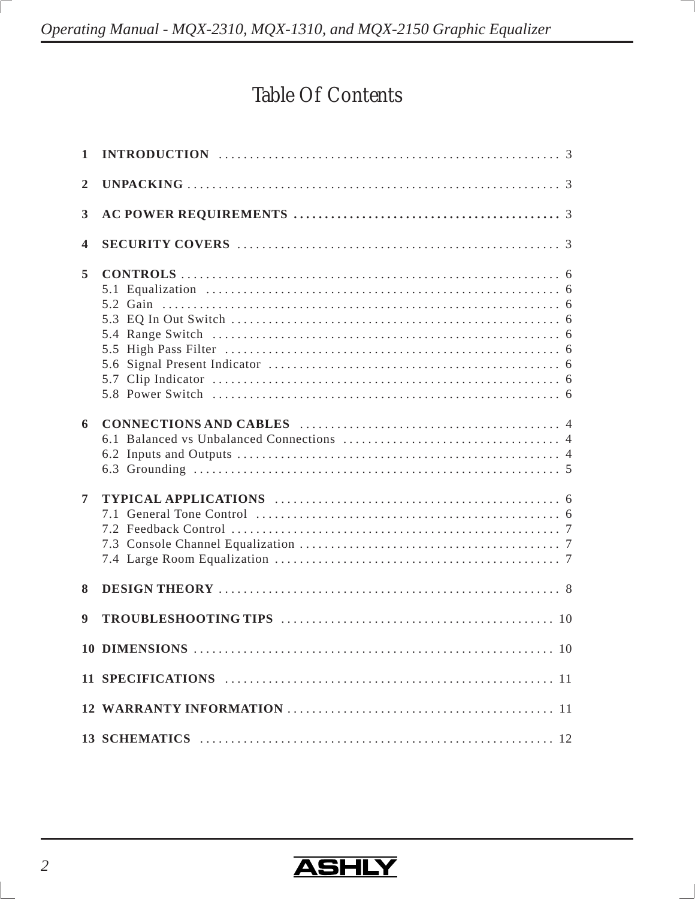# Table Of Contents

**1 INTRODUCTION** ........................................................ 3

**2 UNPACKING** ........................................................ 3

**3 AC POWER REQUIREMENTS** ........................................................ 3

**4 SECURITY COVERS** ........................................................ 3

**5 CONTROLS** ........................................................ 6
- 5.1 Equalization ........................................................ 6
- 5.2 Gain ........................................................ 6
- 5.3 EQ In Out Switch ........................................................ 6
- 5.4 Range Switch ........................................................ 6
- 5.5 High Pass Filter ........................................................ 6
- 5.6 Signal Present Indicator ........................................................ 6
- 5.7 Clip Indicator ........................................................ 6
- 5.8 Power Switch ........................................................ 6

**6 CONNECTIONS AND CABLES** ........................................................ 4
- 6.1 Balanced vs Unbalanced Connections ........................................................ 4
- 6.2 Inputs and Outputs ........................................................ 4
- 6.3 Grounding ........................................................ 5

**7 TYPICAL APPLICATIONS** ........................................................ 6
- 7.1 General Tone Control ........................................................ 6
- 7.2 Feedback Control ........................................................ 7
- 7.3 Console Channel Equalization ........................................................ 7
- 7.4 Large Room Equalization ........................................................ 7

**8 DESIGN THEORY** ........................................................ 8

**9 TROUBLESHOOTING TIPS** ........................................................ 10

**10 DIMENSIONS** ........................................................ 10

**11 SPECIFICATIONS** ........................................................ 11

**12 WARRANTY INFORMATION** ........................................................ 11

**13 SCHEMATICS** ........................................................ 12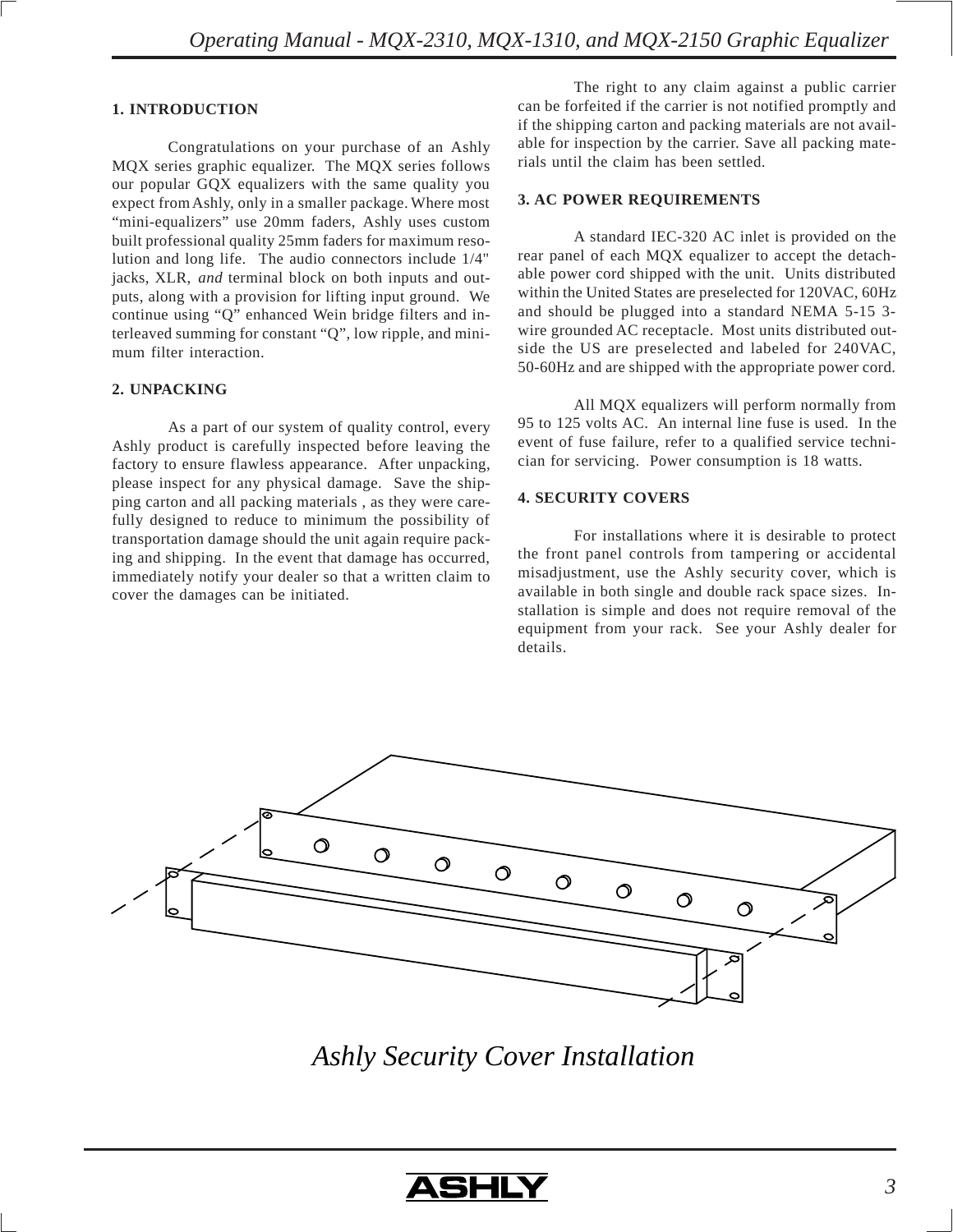## 1. INTRODUCTION

Congratulations on your purchase of an Ashly MQX series graphic equalizer. The MQX series follows our popular GQX equalizers with the same quality you expect from Ashly, only in a smaller package. Where most “mini-equalizers” use 20mm faders, Ashly uses custom built professional quality 25mm faders for maximum resolution and long life. The audio connectors include 1/4" jacks, XLR, *and* terminal block on both inputs and outputs, along with a provision for lifting input ground. We continue using “Q” enhanced Wein bridge filters and interleaved summing for constant “Q”, low ripple, and minimum filter interaction.

## 2. UNPACKING

As a part of our system of quality control, every Ashly product is carefully inspected before leaving the factory to ensure flawless appearance. After unpacking, please inspect for any physical damage. Save the shipping carton and all packing materials , as they were carefully designed to reduce to minimum the possibility of transportation damage should the unit again require packing and shipping. In the event that damage has occurred, immediately notify your dealer so that a written claim to cover the damages can be initiated.

The right to any claim against a public carrier can be forfeited if the carrier is not notified promptly and if the shipping carton and packing materials are not available for inspection by the carrier. Save all packing materials until the claim has been settled.

## 3. AC POWER REQUIREMENTS

A standard IEC-320 AC inlet is provided on the rear panel of each MQX equalizer to accept the detachable power cord shipped with the unit. Units distributed within the United States are preselected for 120VAC, 60Hz and should be plugged into a standard NEMA 5-15 3-wire grounded AC receptacle. Most units distributed outside the US are preselected and labeled for 240VAC, 50-60Hz and are shipped with the appropriate power cord.

All MQX equalizers will perform normally from 95 to 125 volts AC. An internal line fuse is used. In the event of fuse failure, refer to a qualified service technician for servicing. Power consumption is 18 watts.

## 4. SECURITY COVERS

For installations where it is desirable to protect the front panel controls from tampering or accidental misadjustment, use the Ashly security cover, which is available in both single and double rack space sizes. Installation is simple and does not require removal of the equipment from your rack. See your Ashly dealer for details.

*Ashly Security Cover Installation*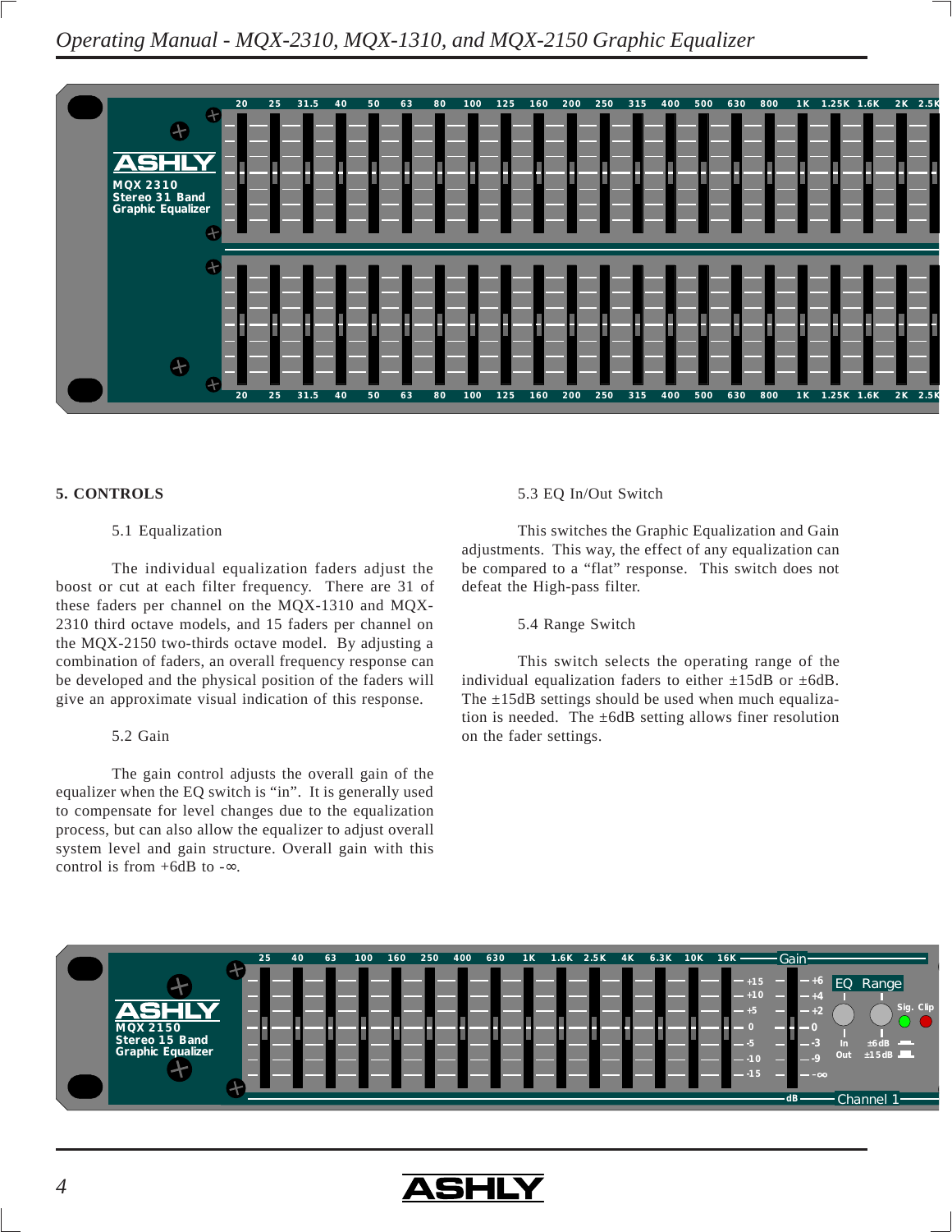## 5. CONTROLS

### 5.1 Equalization

The individual equalization faders adjust the boost or cut at each filter frequency. There are 31 of these faders per channel on the MQX-1310 and MQX-2310 third octave models, and 15 faders per channel on the MQX-2150 two-thirds octave model. By adjusting a combination of faders, an overall frequency response can be developed and the physical position of the faders will give an approximate visual indication of this response.

### 5.2 Gain

The gain control adjusts the overall gain of the equalizer when the EQ switch is “in”. It is generally used to compensate for level changes due to the equalization process, but can also allow the equalizer to adjust overall system level and gain structure. Overall gain with this control is from +6dB to -∞.

### 5.3 EQ In/Out Switch

This switches the Graphic Equalization and Gain adjustments. This way, the effect of any equalization can be compared to a “flat” response. This switch does not defeat the High-pass filter.

### 5.4 Range Switch

This switch selects the operating range of the individual equalization faders to either ±15dB or ±6dB. The ±15dB settings should be used when much equalization is needed. The ±6dB setting allows finer resolution on the fader settings.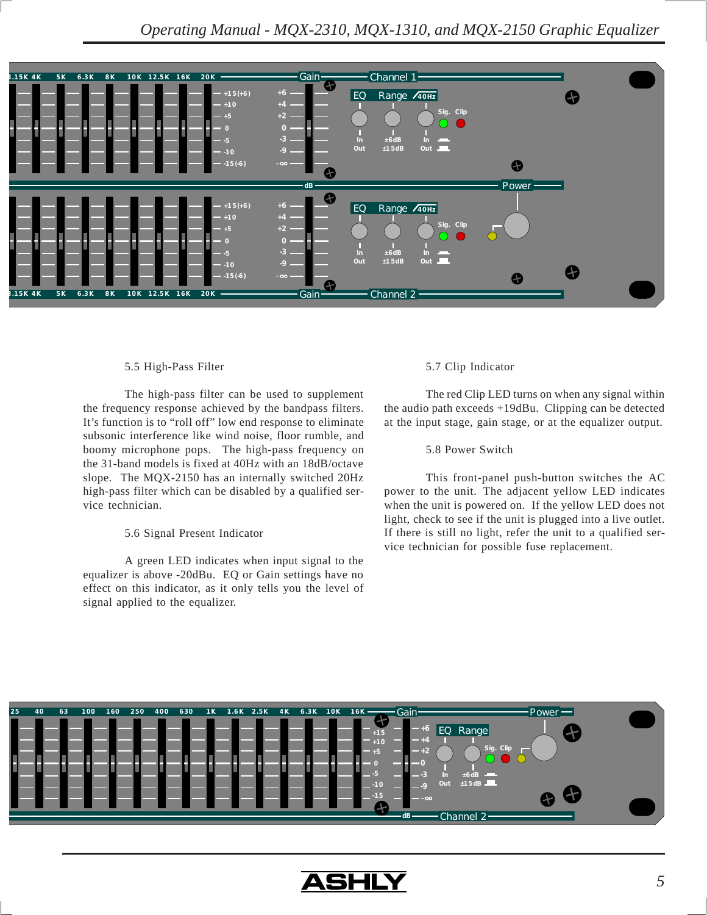### 5.5 High-Pass Filter

The high-pass filter can be used to supplement the frequency response achieved by the bandpass filters. It's function is to "roll off" low end response to eliminate subsonic interference like wind noise, floor rumble, and boomy microphone pops. The high-pass frequency on the 31-band models is fixed at 40Hz with an 18dB/octave slope. The MQX-2150 has an internally switched 20Hz high-pass filter which can be disabled by a qualified service technician.

### 5.6 Signal Present Indicator

A green LED indicates when input signal to the equalizer is above -20dBu. EQ or Gain settings have no effect on this indicator, as it only tells you the level of signal applied to the equalizer.

### 5.7 Clip Indicator

The red Clip LED turns on when any signal within the audio path exceeds +19dBu. Clipping can be detected at the input stage, gain stage, or at the equalizer output.

### 5.8 Power Switch

This front-panel push-button switches the AC power to the unit. The adjacent yellow LED indicates when the unit is powered on. If the yellow LED does not light, check to see if the unit is plugged into a live outlet. If there is still no light, refer the unit to a qualified service technician for possible fuse replacement.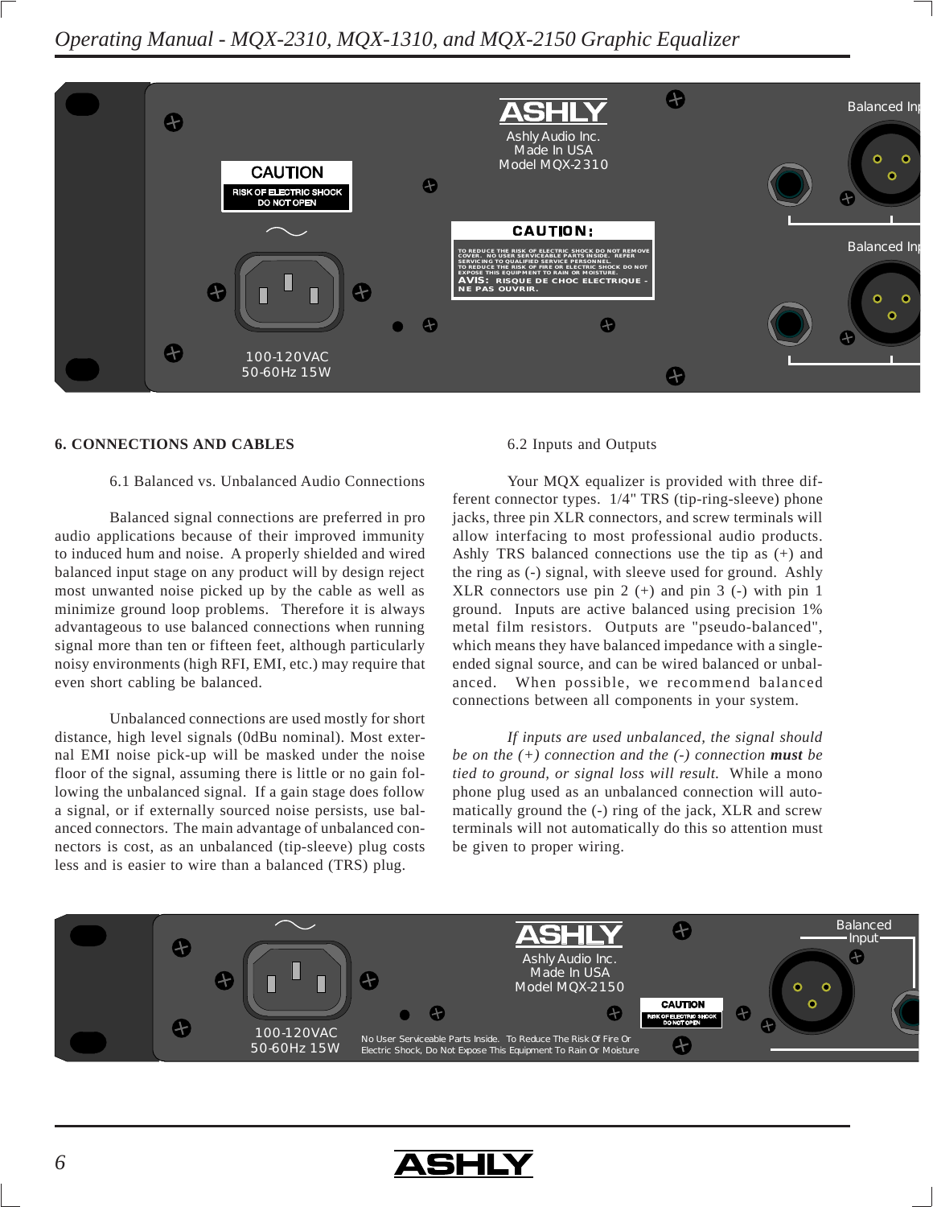## 6. CONNECTIONS AND CABLES

### 6.1 Balanced vs. Unbalanced Audio Connections

Balanced signal connections are preferred in pro audio applications because of their improved immunity to induced hum and noise. A properly shielded and wired balanced input stage on any product will by design reject most unwanted noise picked up by the cable as well as minimize ground loop problems. Therefore it is always advantageous to use balanced connections when running signal more than ten or fifteen feet, although particularly noisy environments (high RFI, EMI, etc.) may require that even short cabling be balanced.

Unbalanced connections are used mostly for short distance, high level signals (0dBu nominal). Most external EMI noise pick-up will be masked under the noise floor of the signal, assuming there is little or no gain following the unbalanced signal. If a gain stage does follow a signal, or if externally sourced noise persists, use balanced connectors. The main advantage of unbalanced connectors is cost, as an unbalanced (tip-sleeve) plug costs less and is easier to wire than a balanced (TRS) plug.

### 6.2 Inputs and Outputs

Your MQX equalizer is provided with three different connector types. 1/4" TRS (tip-ring-sleeve) phone jacks, three pin XLR connectors, and screw terminals will allow interfacing to most professional audio products. Ashly TRS balanced connections use the tip as (+) and the ring as (-) signal, with sleeve used for ground. Ashly XLR connectors use pin 2 (+) and pin 3 (-) with pin 1 ground. Inputs are active balanced using precision 1% metal film resistors. Outputs are "pseudo-balanced", which means they have balanced impedance with a single-ended signal source, and can be wired balanced or unbalanced. When possible, we recommend balanced connections between all components in your system.

*If inputs are used unbalanced, the signal should be on the (+) connection and the (-) connection **must** be tied to ground, or signal loss will result.* While a mono phone plug used as an unbalanced connection will automatically ground the (-) ring of the jack, XLR and screw terminals will not automatically do this so attention must be given to proper wiring.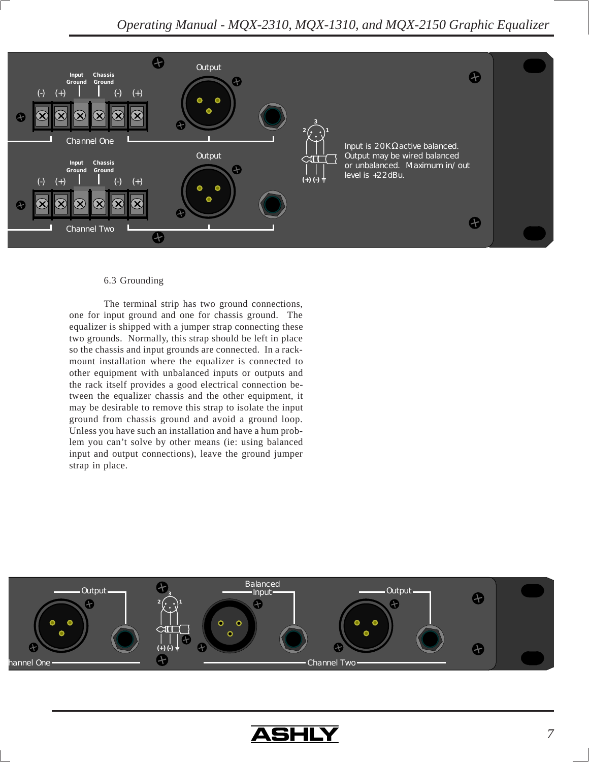Input is 20KΩ active balanced. Output may be wired balanced or unbalanced. Maximum in/out level is +22dBu.

### 6.3 Grounding

The terminal strip has two ground connections, one for input ground and one for chassis ground. The equalizer is shipped with a jumper strap connecting these two grounds. Normally, this strap should be left in place so the chassis and input grounds are connected. In a rack-mount installation where the equalizer is connected to other equipment with unbalanced inputs or outputs and the rack itself provides a good electrical connection between the equalizer chassis and the other equipment, it may be desirable to remove this strap to isolate the input ground from chassis ground and avoid a ground loop. Unless you have such an installation and have a hum problem you can't solve by other means (ie: using balanced input and output connections), leave the ground jumper strap in place.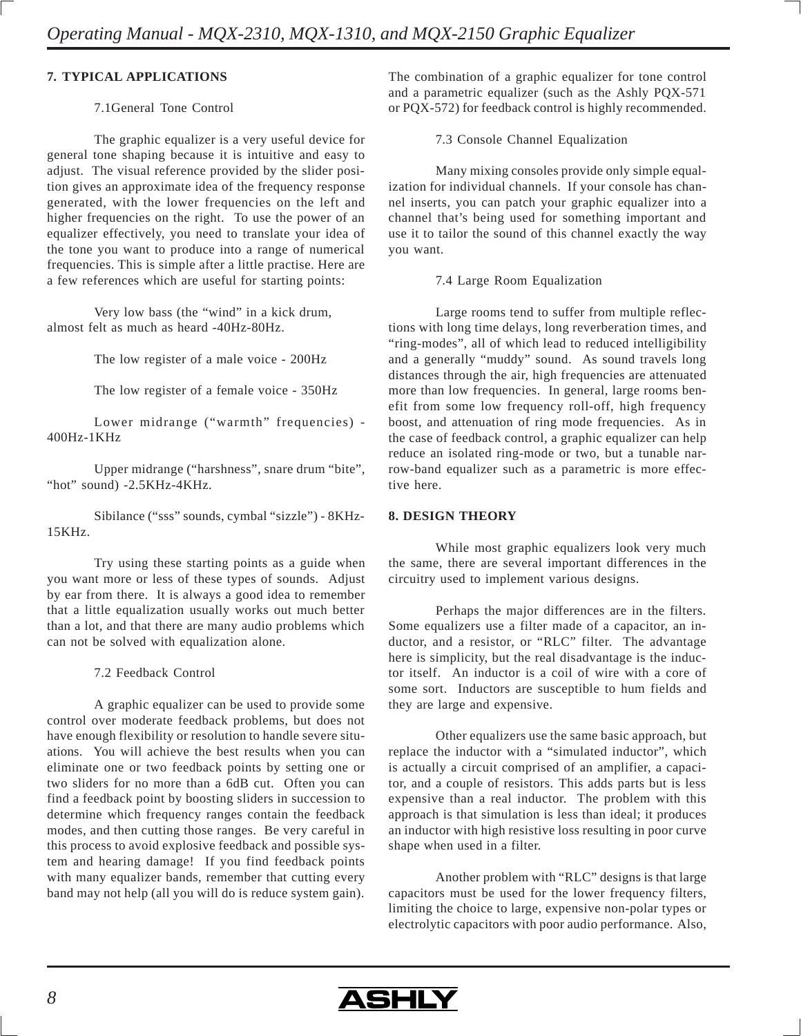## 7. TYPICAL APPLICATIONS

### 7.1General Tone Control

The graphic equalizer is a very useful device for general tone shaping because it is intuitive and easy to adjust. The visual reference provided by the slider position gives an approximate idea of the frequency response generated, with the lower frequencies on the left and higher frequencies on the right. To use the power of an equalizer effectively, you need to translate your idea of the tone you want to produce into a range of numerical frequencies. This is simple after a little practise. Here are a few references which are useful for starting points:

Very low bass (the "wind" in a kick drum, almost felt as much as heard -40Hz-80Hz.

The low register of a male voice - 200Hz

The low register of a female voice - 350Hz

Lower midrange ("warmth" frequencies) - 400Hz-1KHz

Upper midrange ("harshness", snare drum "bite", "hot" sound) -2.5KHz-4KHz.

Sibilance ("sss" sounds, cymbal "sizzle") - 8KHz-15KHz.

Try using these starting points as a guide when you want more or less of these types of sounds. Adjust by ear from there. It is always a good idea to remember that a little equalization usually works out much better than a lot, and that there are many audio problems which can not be solved with equalization alone.

### 7.2 Feedback Control

A graphic equalizer can be used to provide some control over moderate feedback problems, but does not have enough flexibility or resolution to handle severe situations. You will achieve the best results when you can eliminate one or two feedback points by setting one or two sliders for no more than a 6dB cut. Often you can find a feedback point by boosting sliders in succession to determine which frequency ranges contain the feedback modes, and then cutting those ranges. Be very careful in this process to avoid explosive feedback and possible system and hearing damage! If you find feedback points with many equalizer bands, remember that cutting every band may not help (all you will do is reduce system gain). The combination of a graphic equalizer for tone control and a parametric equalizer (such as the Ashly PQX-571 or PQX-572) for feedback control is highly recommended.

### 7.3 Console Channel Equalization

Many mixing consoles provide only simple equalization for individual channels. If your console has channel inserts, you can patch your graphic equalizer into a channel that's being used for something important and use it to tailor the sound of this channel exactly the way you want.

### 7.4 Large Room Equalization

Large rooms tend to suffer from multiple reflections with long time delays, long reverberation times, and "ring-modes", all of which lead to reduced intelligibility and a generally "muddy" sound. As sound travels long distances through the air, high frequencies are attenuated more than low frequencies. In general, large rooms benefit from some low frequency roll-off, high frequency boost, and attenuation of ring mode frequencies. As in the case of feedback control, a graphic equalizer can help reduce an isolated ring-mode or two, but a tunable narrow-band equalizer such as a parametric is more effective here.

## 8. DESIGN THEORY

While most graphic equalizers look very much the same, there are several important differences in the circuitry used to implement various designs.

Perhaps the major differences are in the filters. Some equalizers use a filter made of a capacitor, an inductor, and a resistor, or "RLC" filter. The advantage here is simplicity, but the real disadvantage is the inductor itself. An inductor is a coil of wire with a core of some sort. Inductors are susceptible to hum fields and they are large and expensive.

Other equalizers use the same basic approach, but replace the inductor with a "simulated inductor", which is actually a circuit comprised of an amplifier, a capacitor, and a couple of resistors. This adds parts but is less expensive than a real inductor. The problem with this approach is that simulation is less than ideal; it produces an inductor with high resistive loss resulting in poor curve shape when used in a filter.

Another problem with "RLC" designs is that large capacitors must be used for the lower frequency filters, limiting the choice to large, expensive non-polar types or electrolytic capacitors with poor audio performance. Also,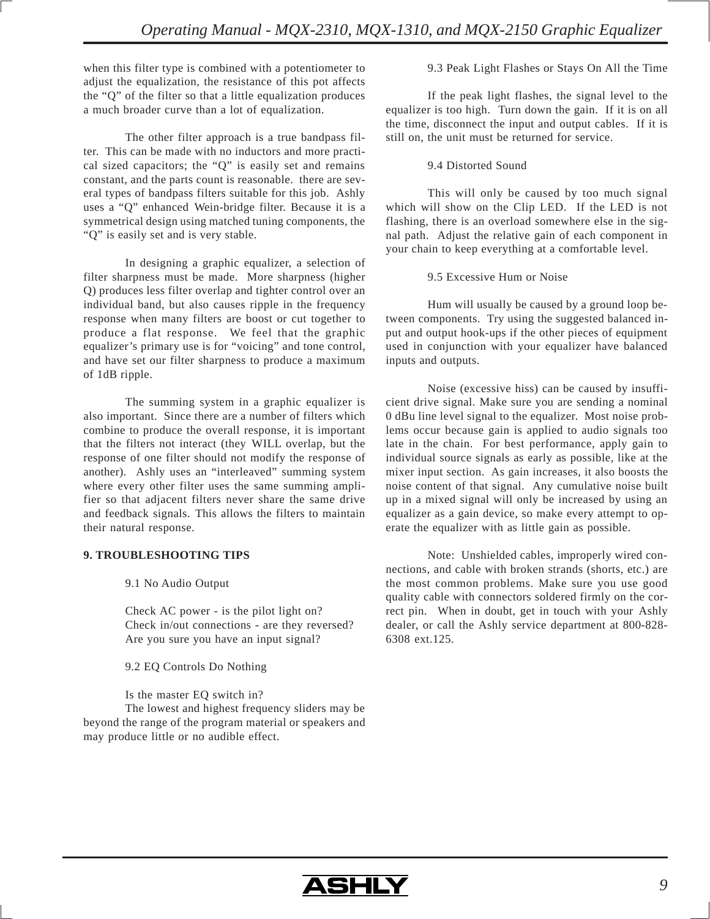when this filter type is combined with a potentiometer to adjust the equalization, the resistance of this pot affects the "Q" of the filter so that a little equalization produces a much broader curve than a lot of equalization.

The other filter approach is a true bandpass filter. This can be made with no inductors and more practical sized capacitors; the "Q" is easily set and remains constant, and the parts count is reasonable. there are several types of bandpass filters suitable for this job. Ashly uses a "Q" enhanced Wein-bridge filter. Because it is a symmetrical design using matched tuning components, the "Q" is easily set and is very stable.

In designing a graphic equalizer, a selection of filter sharpness must be made. More sharpness (higher Q) produces less filter overlap and tighter control over an individual band, but also causes ripple in the frequency response when many filters are boost or cut together to produce a flat response. We feel that the graphic equalizer's primary use is for "voicing" and tone control, and have set our filter sharpness to produce a maximum of 1dB ripple.

The summing system in a graphic equalizer is also important. Since there are a number of filters which combine to produce the overall response, it is important that the filters not interact (they WILL overlap, but the response of one filter should not modify the response of another). Ashly uses an "interleaved" summing system where every other filter uses the same summing amplifier so that adjacent filters never share the same drive and feedback signals. This allows the filters to maintain their natural response.

## 9. TROUBLESHOOTING TIPS

### 9.1 No Audio Output

Check AC power - is the pilot light on?
Check in/out connections - are they reversed?
Are you sure you have an input signal?

### 9.2 EQ Controls Do Nothing

Is the master EQ switch in?
The lowest and highest frequency sliders may be beyond the range of the program material or speakers and may produce little or no audible effect.

### 9.3 Peak Light Flashes or Stays On All the Time

If the peak light flashes, the signal level to the equalizer is too high. Turn down the gain. If it is on all the time, disconnect the input and output cables. If it is still on, the unit must be returned for service.

### 9.4 Distorted Sound

This will only be caused by too much signal which will show on the Clip LED. If the LED is not flashing, there is an overload somewhere else in the signal path. Adjust the relative gain of each component in your chain to keep everything at a comfortable level.

### 9.5 Excessive Hum or Noise

Hum will usually be caused by a ground loop between components. Try using the suggested balanced input and output hook-ups if the other pieces of equipment used in conjunction with your equalizer have balanced inputs and outputs.

Noise (excessive hiss) can be caused by insufficient drive signal. Make sure you are sending a nominal 0 dBu line level signal to the equalizer. Most noise problems occur because gain is applied to audio signals too late in the chain. For best performance, apply gain to individual source signals as early as possible, like at the mixer input section. As gain increases, it also boosts the noise content of that signal. Any cumulative noise built up in a mixed signal will only be increased by using an equalizer as a gain device, so make every attempt to operate the equalizer with as little gain as possible.

Note: Unshielded cables, improperly wired connections, and cable with broken strands (shorts, etc.) are the most common problems. Make sure you use good quality cable with connectors soldered firmly on the correct pin. When in doubt, get in touch with your Ashly dealer, or call the Ashly service department at 800-828-6308 ext.125.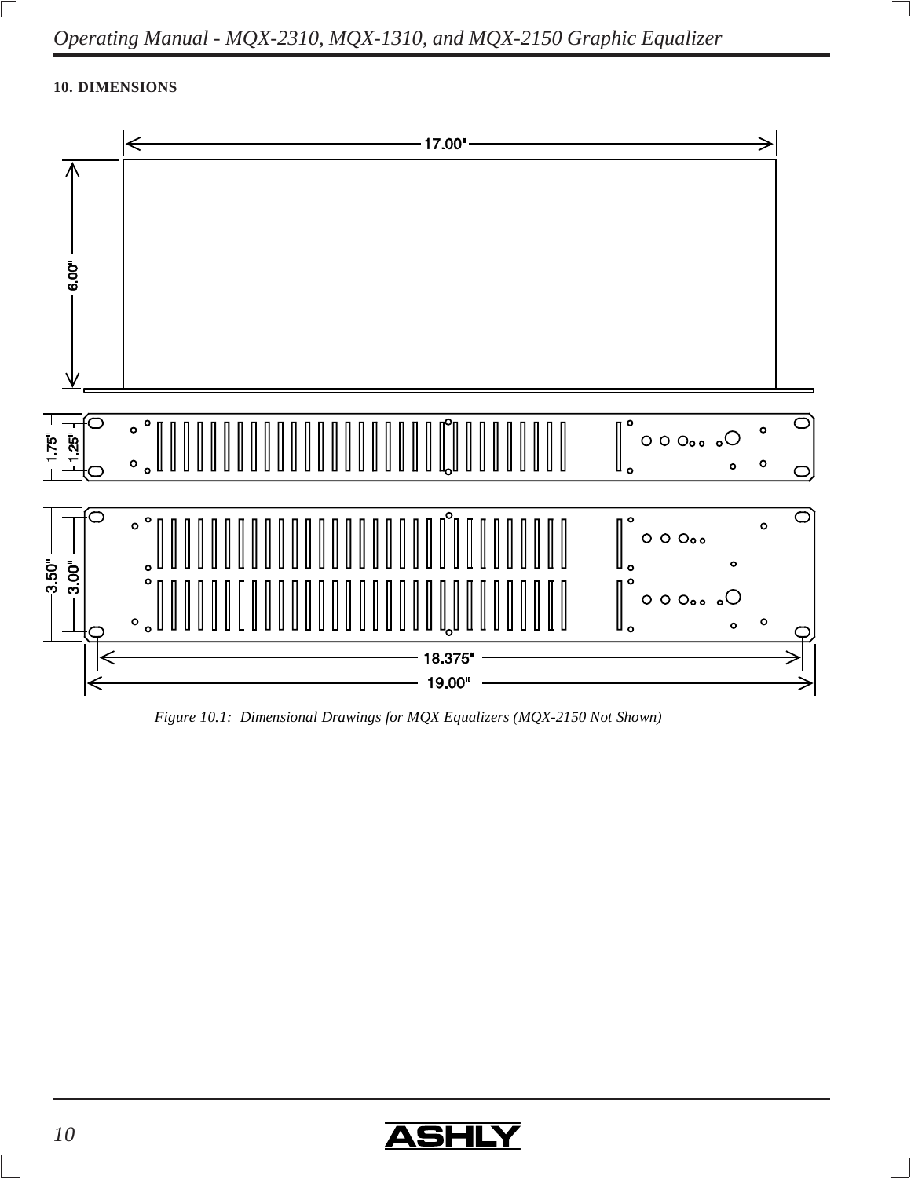## 10. DIMENSIONS

17.00"

6.00"

1.75"

1.25"

3.50"

3.00"

18.375"

19.00"

*Figure 10.1: Dimensional Drawings for MQX Equalizers (MQX-2150 Not Shown)*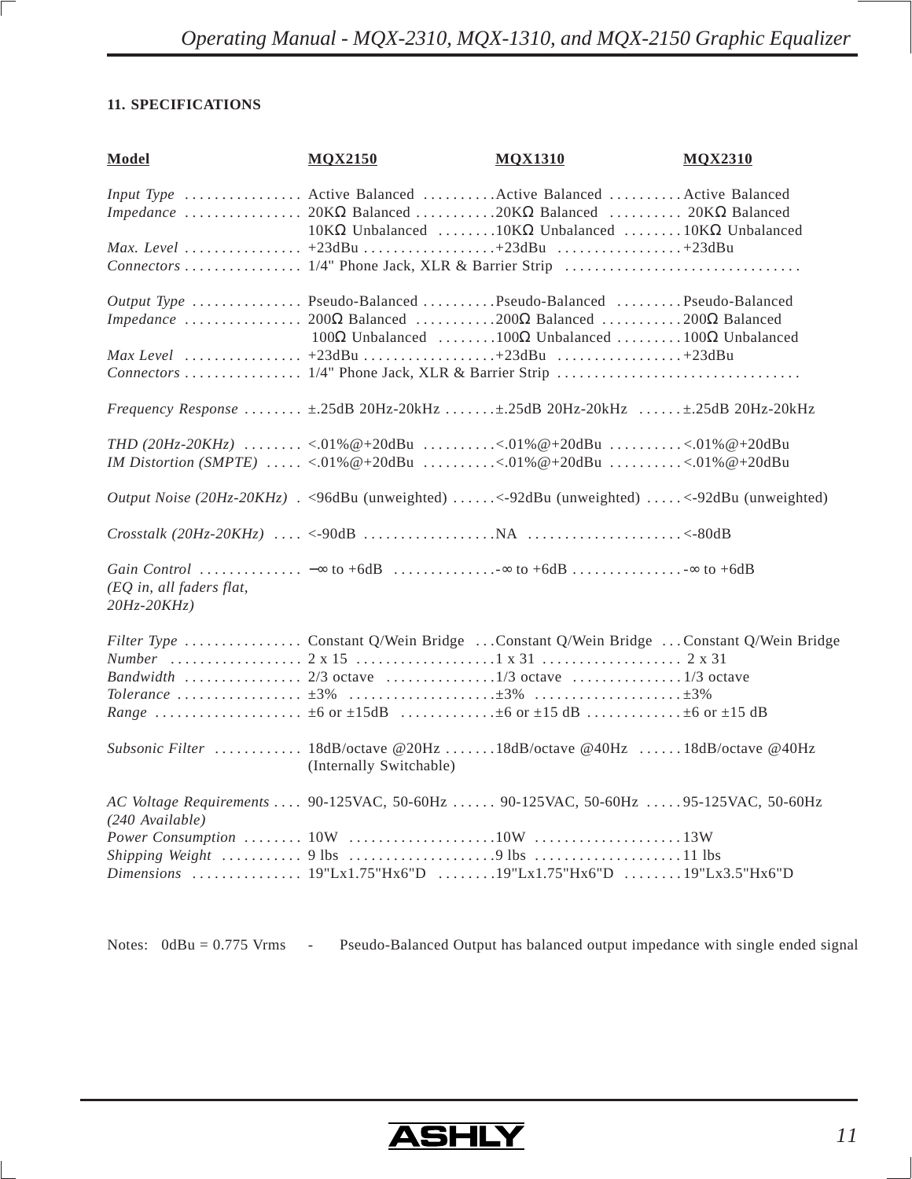## 11. SPECIFICATIONS

| Model | MQX2150 | MQX1310 | MQX2310 |
|---|---|---|---|
| *Input Type* | Active Balanced | Active Balanced | Active Balanced |
| *Impedance* | 20KΩ Balanced<br>10KΩ Unbalanced | 20KΩ Balanced<br>10KΩ Unbalanced | 20KΩ Balanced<br>10KΩ Unbalanced |
| *Max. Level* | +23dBu | +23dBu | +23dBu |
| *Connectors* | 1/4" Phone Jack, XLR & Barrier Strip | | |
| *Output Type* | Pseudo-Balanced | Pseudo-Balanced | Pseudo-Balanced |
| *Impedance* | 200Ω Balanced<br>100Ω Unbalanced | 200Ω Balanced<br>100Ω Unbalanced | 200Ω Balanced<br>100Ω Unbalanced |
| *Max Level* | +23dBu | +23dBu | +23dBu |
| *Connectors* | 1/4" Phone Jack, XLR & Barrier Strip | | |
| *Frequency Response* | ±.25dB 20Hz-20kHz | ±.25dB 20Hz-20kHz | ±.25dB 20Hz-20kHz |
| *THD (20Hz-20KHz)* | <.01%@+20dBu | <.01%@+20dBu | <.01%@+20dBu |
| *IM Distortion (SMPTE)* | <.01%@+20dBu | <.01%@+20dBu | <.01%@+20dBu |
| *Output Noise (20Hz-20KHz)* | <96dBu (unweighted) | <-92dBu (unweighted) | <-92dBu (unweighted) |
| *Crosstalk (20Hz-20KHz)* | <-90dB | NA | <-80dB |
| *Gain Control (EQ in, all faders flat, 20Hz-20KHz)* | −∞ to +6dB | -∞ to +6dB | -∞ to +6dB |
| *Filter Type* | Constant Q/Wein Bridge | Constant Q/Wein Bridge | Constant Q/Wein Bridge |
| *Number* | 2 x 15 | 1 x 31 | 2 x 31 |
| *Bandwidth* | 2/3 octave | 1/3 octave | 1/3 octave |
| *Tolerance* | ±3% | ±3% | ±3% |
| *Range* | ±6 or ±15dB | ±6 or ±15 dB | ±6 or ±15 dB |
| *Subsonic Filter* | 18dB/octave @20Hz<br>(Internally Switchable) | 18dB/octave @40Hz | 18dB/octave @40Hz |
| *AC Voltage Requirements (240 Available)* | 90-125VAC, 50-60Hz | 90-125VAC, 50-60Hz | 95-125VAC, 50-60Hz |
| *Power Consumption* | 10W | 10W | 13W |
| *Shipping Weight* | 9 lbs | 9 lbs | 11 lbs |
| *Dimensions* | 19"Lx1.75"Hx6"D | 19"Lx1.75"Hx6"D | 19"Lx3.5"Hx6"D |

Notes: 0dBu = 0.775 Vrms - Pseudo-Balanced Output has balanced output impedance with single ended signal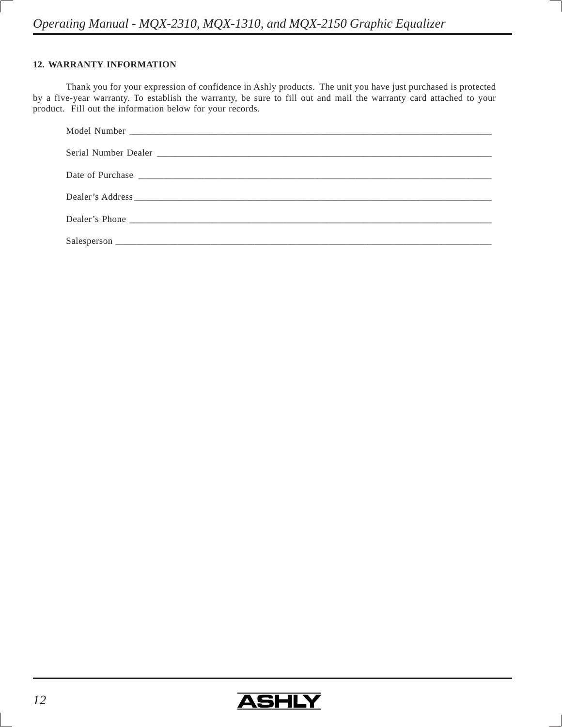## 12. WARRANTY INFORMATION

Thank you for your expression of confidence in Ashly products. The unit you have just purchased is protected by a five-year warranty. To establish the warranty, be sure to fill out and mail the warranty card attached to your product. Fill out the information below for your records.

Model Number ____________________________________________________________________________

Serial Number Dealer ______________________________________________________________________

Date of Purchase __________________________________________________________________________

Dealer's Address__________________________________________________________________________

Dealer's Phone ____________________________________________________________________________

Salesperson _______________________________________________________________________________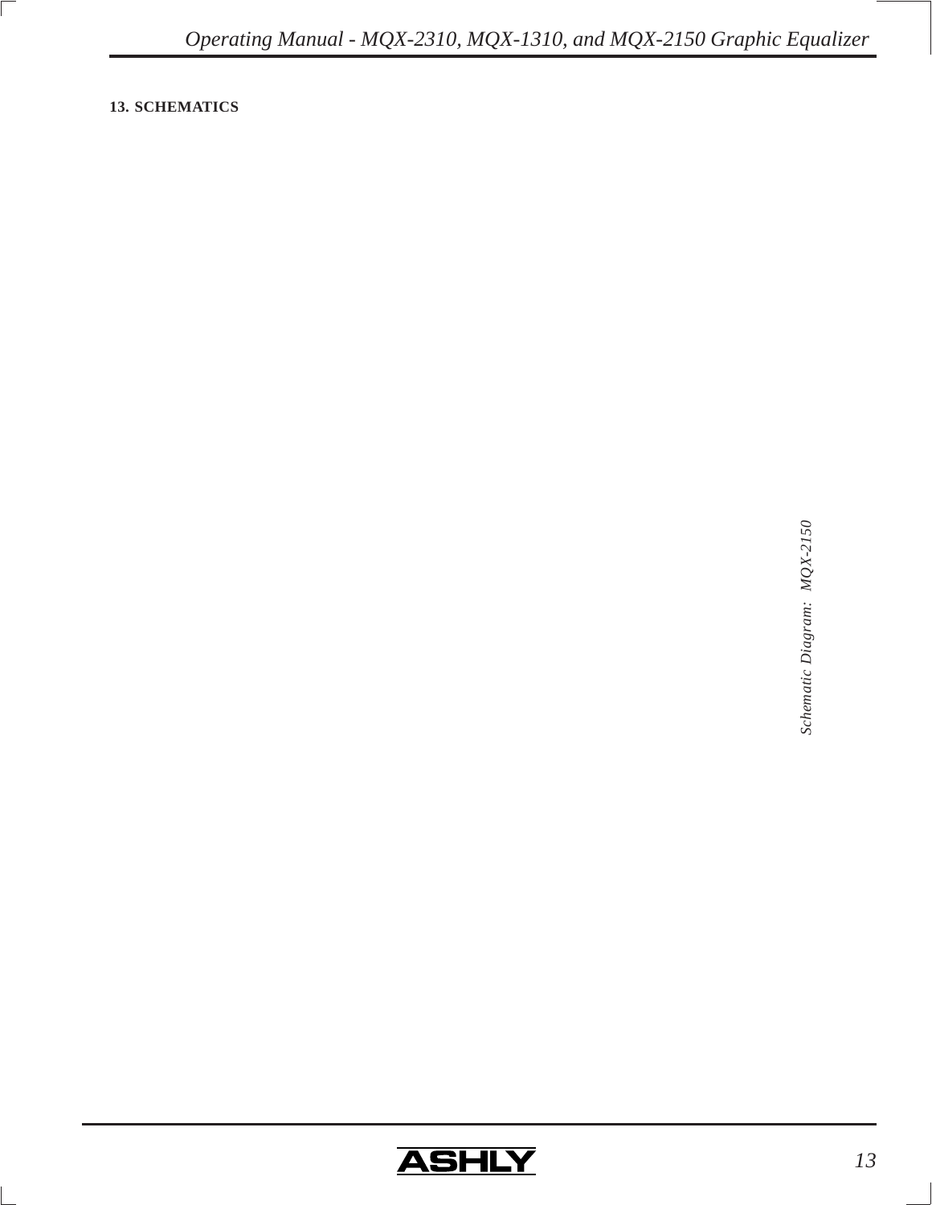## 13. SCHEMATICS

*Schematic Diagram: MQX-2150*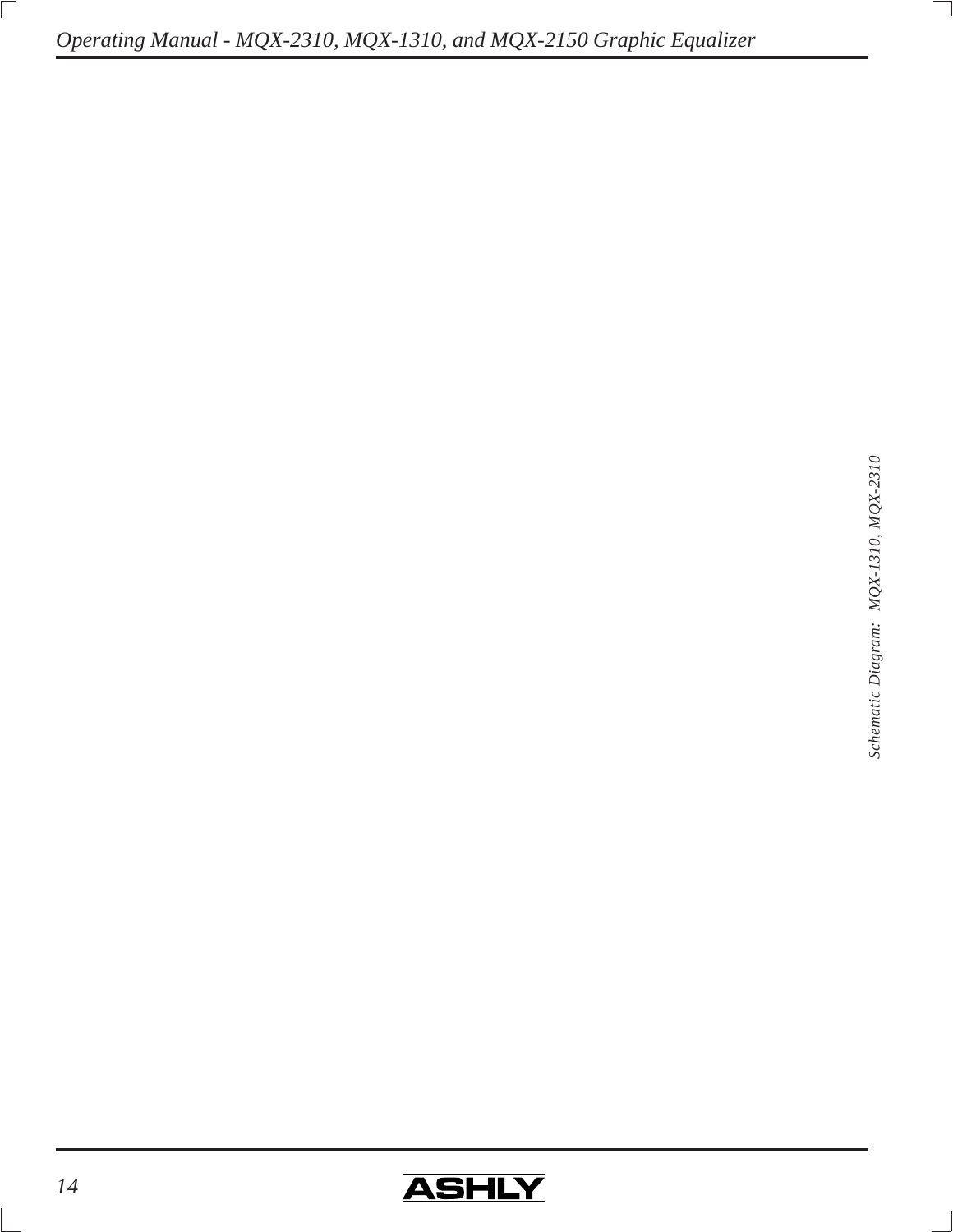Schematic Diagram: MQX-1310, MQX-2310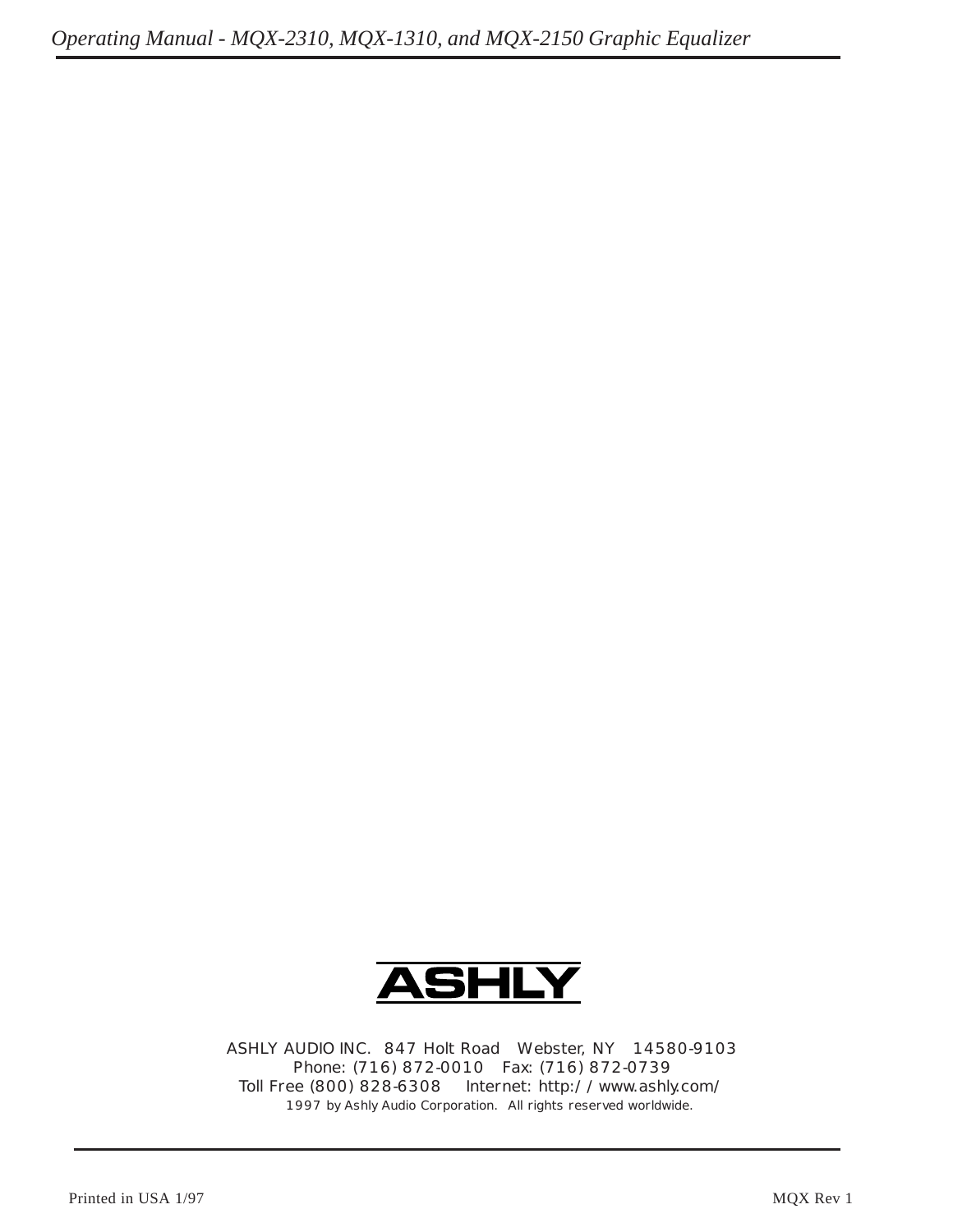ASHLY

ASHLY AUDIO INC. 847 Holt Road Webster, NY 14580-9103
Phone: (716) 872-0010 Fax: (716) 872-0739
Toll Free (800) 828-6308 Internet: http://www.ashly.com/
1997 by Ashly Audio Corporation. All rights reserved worldwide.

Printed in USA 1/97

MQX Rev 1